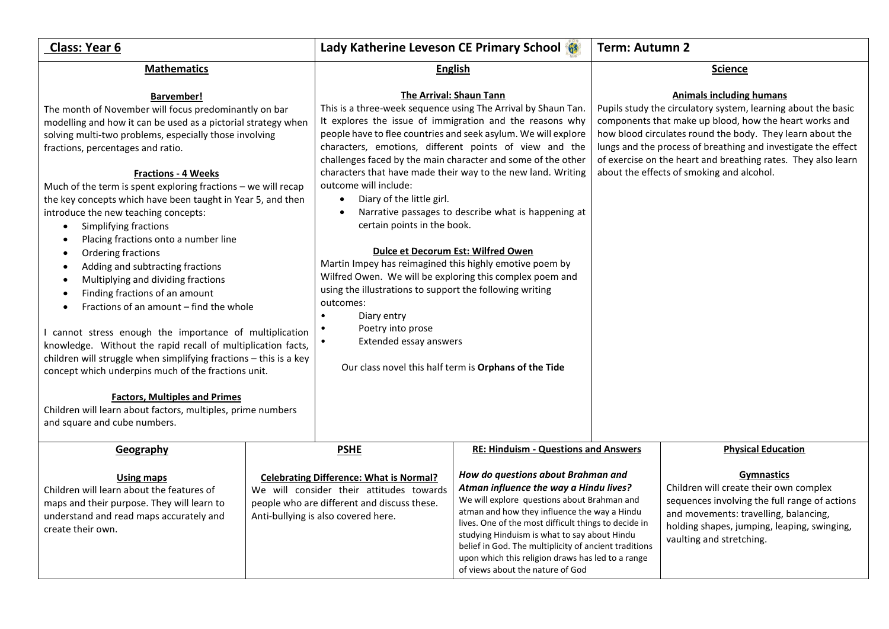**Class: Year 6** | **Lady Katherine Leveson CE Primary School** | **Term: Autumn 2**

## Mathematics

### Barvember!

The month of November will focus predominantly on bar modelling and how it can be used as a pictorial strategy when solving multi-two problems, especially those involving fractions, percentages and ratio.

### Fractions - 4 Weeks

Much of the term is spent exploring fractions – we will recap the key concepts which have been taught in Year 5, and then introduce the new teaching concepts:

- Simplifying fractions
- Placing fractions onto a number line
- Ordering fractions
- Adding and subtracting fractions
- Multiplying and dividing fractions
- Finding fractions of an amount
- Fractions of an amount – find the whole

I cannot stress enough the importance of multiplication knowledge. Without the rapid recall of multiplication facts, children will struggle when simplifying fractions – this is a key concept which underpins much of the fractions unit.

### Factors, Multiples and Primes

Children will learn about factors, multiples, prime numbers and square and cube numbers.

## English

### The Arrival: Shaun Tann

This is a three-week sequence using The Arrival by Shaun Tan. It explores the issue of immigration and the reasons why people have to flee countries and seek asylum. We will explore characters, emotions, different points of view and the challenges faced by the main character and some of the other characters that have made their way to the new land. Writing outcome will include:

- Diary of the little girl.
- Narrative passages to describe what is happening at certain points in the book.

### Dulce et Decorum Est: Wilfred Owen

Martin Impey has reimagined this highly emotive poem by Wilfred Owen. We will be exploring this complex poem and using the illustrations to support the following writing outcomes:

- Diary entry
- Poetry into prose
- Extended essay answers

Our class novel this half term is **Orphans of the Tide**

## Science

### Animals including humans

Pupils study the circulatory system, learning about the basic components that make up blood, how the heart works and how blood circulates round the body. They learn about the lungs and the process of breathing and investigate the effect of exercise on the heart and breathing rates. They also learn about the effects of smoking and alcohol.

## Geography

### Using maps

Children will learn about the features of maps and their purpose. They will learn to understand and read maps accurately and create their own.

## PSHE

### Celebrating Difference: What is Normal?

We will consider their attitudes towards people who are different and discuss these. Anti-bullying is also covered here.

## RE: Hinduism - Questions and Answers

***How do questions about Brahman and Atman influence the way a Hindu lives?***

We will explore questions about Brahman and atman and how they influence the way a Hindu lives. One of the most difficult things to decide in studying Hinduism is what to say about Hindu belief in God. The multiplicity of ancient traditions upon which this religion draws has led to a range of views about the nature of God

## Physical Education

### Gymnastics

Children will create their own complex sequences involving the full range of actions and movements: travelling, balancing, holding shapes, jumping, leaping, swinging, vaulting and stretching.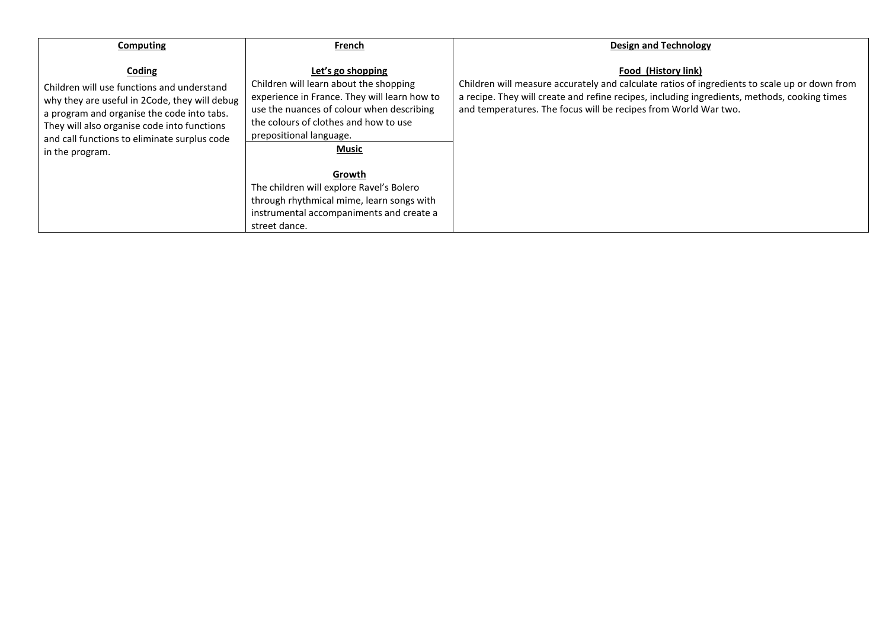| Computing | French | Design and Technology |
| --- | --- | --- |
| **Coding**<br>Children will use functions and understand why they are useful in 2Code, they will debug a program and organise the code into tabs. They will also organise code into functions and call functions to eliminate surplus code in the program. | **Let's go shopping**<br>Children will learn about the shopping experience in France. They will learn how to use the nuances of colour when describing the colours of clothes and how to use prepositional language.<br><br>**Music**<br><br>**Growth**<br>The children will explore Ravel's Bolero through rhythmical mime, learn songs with instrumental accompaniments and create a street dance. | **Food (History link)**<br>Children will measure accurately and calculate ratios of ingredients to scale up or down from a recipe. They will create and refine recipes, including ingredients, methods, cooking times and temperatures. The focus will be recipes from World War two. |